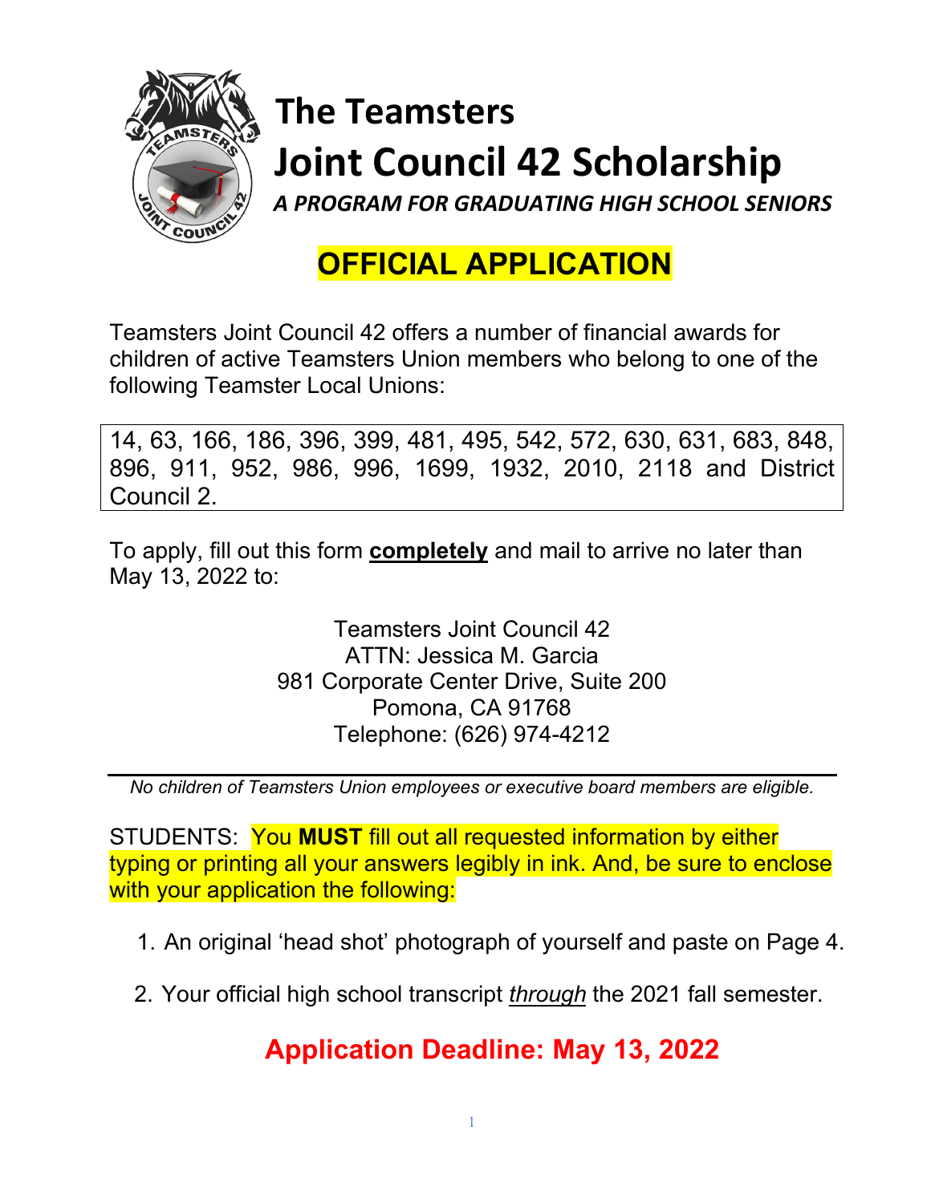# The Teamsters
# Joint Council 42 Scholarship

***A PROGRAM FOR GRADUATING HIGH SCHOOL SENIORS***

## OFFICIAL APPLICATION

Teamsters Joint Council 42 offers a number of financial awards for children of active Teamsters Union members who belong to one of the following Teamster Local Unions:

14, 63, 166, 186, 396, 399, 481, 495, 542, 572, 630, 631, 683, 848, 896, 911, 952, 986, 996, 1699, 1932, 2010, 2118 and District Council 2.

To apply, fill out this form **completely** and mail to arrive no later than May 13, 2022 to:

Teamsters Joint Council 42
ATTN: Jessica M. Garcia
981 Corporate Center Drive, Suite 200
Pomona, CA 91768
Telephone: (626) 974-4212

---

*No children of Teamsters Union employees or executive board members are eligible.*

STUDENTS: You **MUST** fill out all requested information by either typing or printing all your answers legibly in ink. And, be sure to enclose with your application the following:

1. An original 'head shot' photograph of yourself and paste on Page 4.
2. Your official high school transcript *through* the 2021 fall semester.

**Application Deadline: May 13, 2022**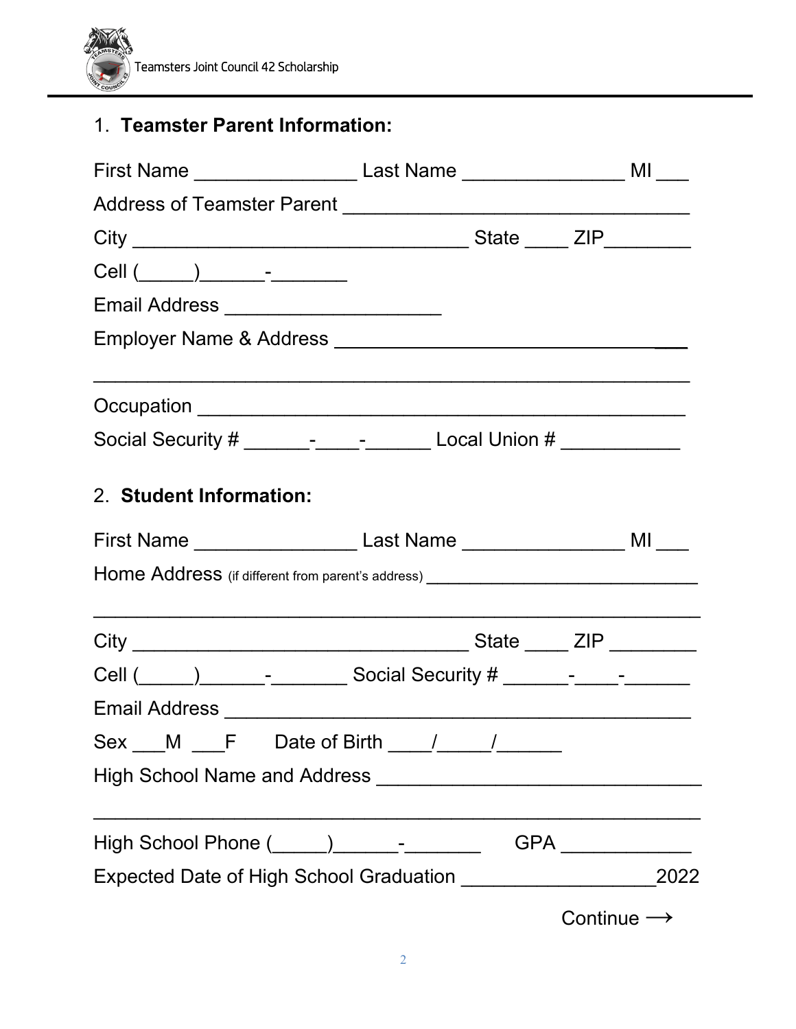1. **Teamster Parent Information:**

First Name _______________ Last Name _______________ MI ___

Address of Teamster Parent ________________________________

City _______________________________ State ____ ZIP________

Cell (_____)______-_______

Email Address ____________________

Employer Name & Address ________________________________

__________________________________________________________

Occupation ____________________________________________

Social Security # ______-____-______ Local Union # ___________

2. **Student Information:**

First Name _______________ Last Name _______________ MI ___

Home Address (if different from parent's address) __________________________

__________________________________________________________

City _______________________________ State ____ ZIP ________

Cell (_____)______-_______ Social Security # ______-____-______

Email Address ___________________________________________

Sex ___M ___F Date of Birth ____/_____/______

High School Name and Address _____________________________

__________________________________________________________

High School Phone (_____)______-_______ GPA ____________

Expected Date of High School Graduation __________________2022

Continue ⟶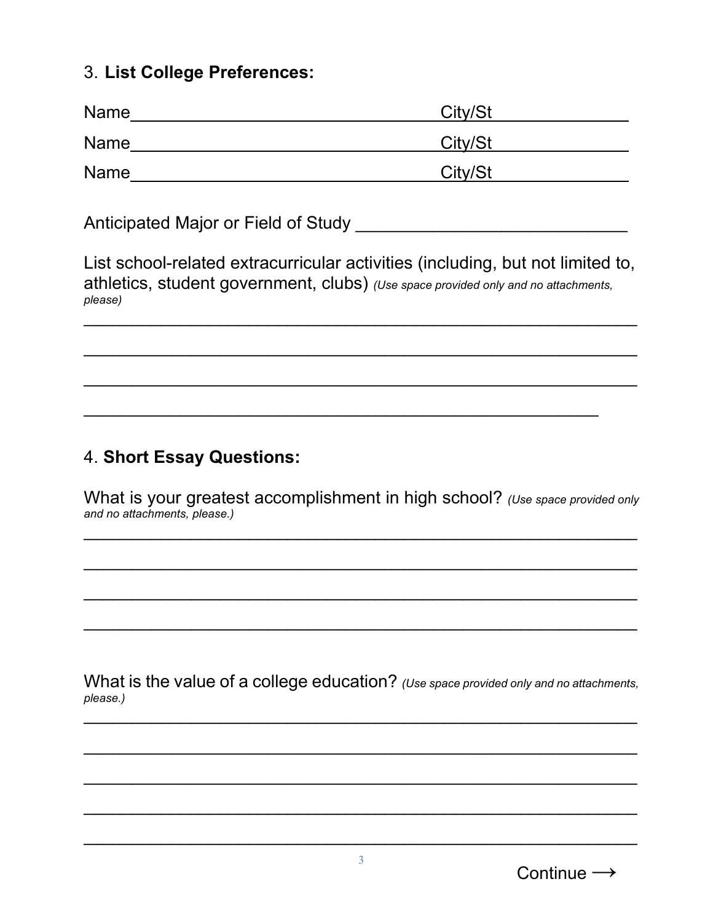3. **List College Preferences:**

Name________________________________ City/St______________

Name________________________________ City/St______________

Name________________________________ City/St______________

Anticipated Major or Field of Study ___________________________

List school-related extracurricular activities (including, but not limited to, athletics, student government, clubs) *(Use space provided only and no attachments, please)*

_____________________________________________________________

_____________________________________________________________

_____________________________________________________________

________________________________________________________

4. **Short Essay Questions:**

What is your greatest accomplishment in high school? *(Use space provided only and no attachments, please.)*

_____________________________________________________________

_____________________________________________________________

_____________________________________________________________

_____________________________________________________________

What is the value of a college education? *(Use space provided only and no attachments, please.)*

_____________________________________________________________

_____________________________________________________________

_____________________________________________________________

_____________________________________________________________

_____________________________________________________________

Continue ⟶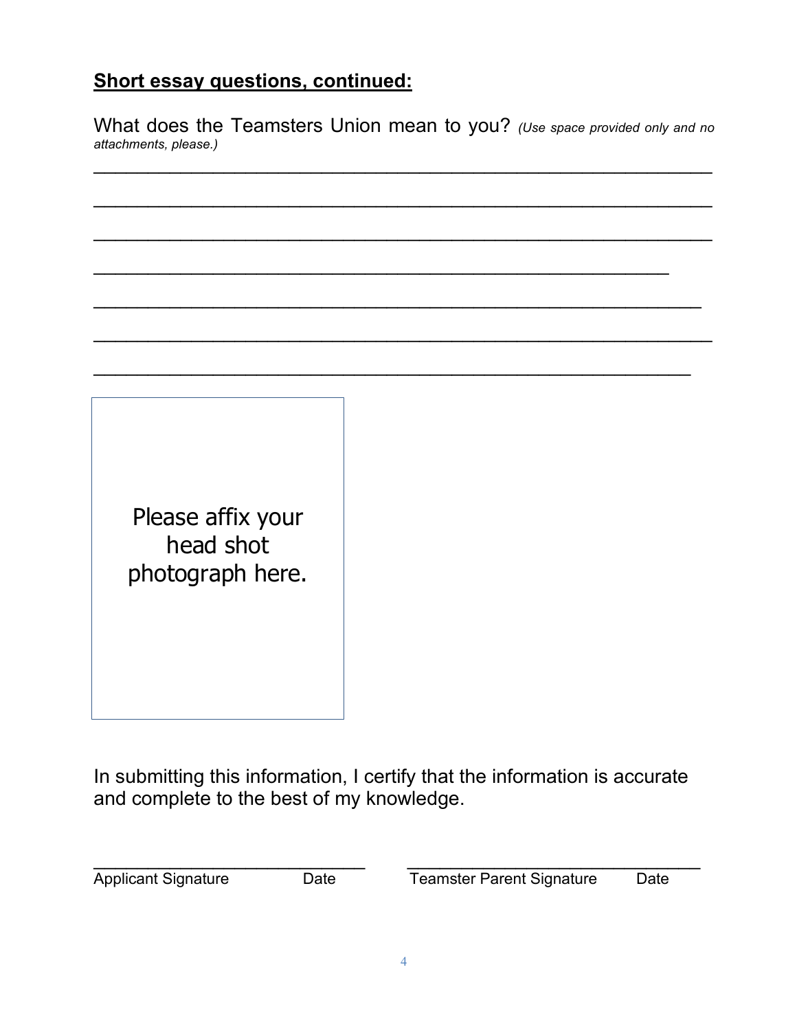## **Short essay questions, continued:**

What does the Teamsters Union mean to you? *(Use space provided only and no attachments, please.)*

\_\_\_\_\_\_\_\_\_\_\_\_\_\_\_\_\_\_\_\_\_\_\_\_\_\_\_\_\_\_\_\_\_\_\_\_\_\_\_\_\_\_\_\_\_\_\_\_\_\_\_\_\_\_\_\_\_\_\_\_

\_\_\_\_\_\_\_\_\_\_\_\_\_\_\_\_\_\_\_\_\_\_\_\_\_\_\_\_\_\_\_\_\_\_\_\_\_\_\_\_\_\_\_\_\_\_\_\_\_\_\_\_\_\_\_\_\_\_\_\_

\_\_\_\_\_\_\_\_\_\_\_\_\_\_\_\_\_\_\_\_\_\_\_\_\_\_\_\_\_\_\_\_\_\_\_\_\_\_\_\_\_\_\_\_\_\_\_\_\_\_\_\_\_\_\_\_\_\_\_\_

\_\_\_\_\_\_\_\_\_\_\_\_\_\_\_\_\_\_\_\_\_\_\_\_\_\_\_\_\_\_\_\_\_\_\_\_\_\_\_\_\_\_\_\_\_\_\_\_\_\_\_\_\_\_\_\_

\_\_\_\_\_\_\_\_\_\_\_\_\_\_\_\_\_\_\_\_\_\_\_\_\_\_\_\_\_\_\_\_\_\_\_\_\_\_\_\_\_\_\_\_\_\_\_\_\_\_\_\_\_\_\_\_\_\_\_

\_\_\_\_\_\_\_\_\_\_\_\_\_\_\_\_\_\_\_\_\_\_\_\_\_\_\_\_\_\_\_\_\_\_\_\_\_\_\_\_\_\_\_\_\_\_\_\_\_\_\_\_\_\_\_\_\_\_\_\_

\_\_\_\_\_\_\_\_\_\_\_\_\_\_\_\_\_\_\_\_\_\_\_\_\_\_\_\_\_\_\_\_\_\_\_\_\_\_\_\_\_\_\_\_\_\_\_\_\_\_\_\_\_\_\_\_\_\_

Please affix your head shot photograph here.

In submitting this information, I certify that the information is accurate and complete to the best of my knowledge.

\_\_\_\_\_\_\_\_\_\_\_\_\_\_\_\_\_\_\_\_\_\_\_\_\_\_\_\_\_\_ \_\_\_\_\_\_\_\_\_\_\_\_\_\_\_\_\_\_\_\_\_\_\_\_\_\_\_\_\_\_\_\_\_

Applicant Signature Date Teamster Parent Signature Date